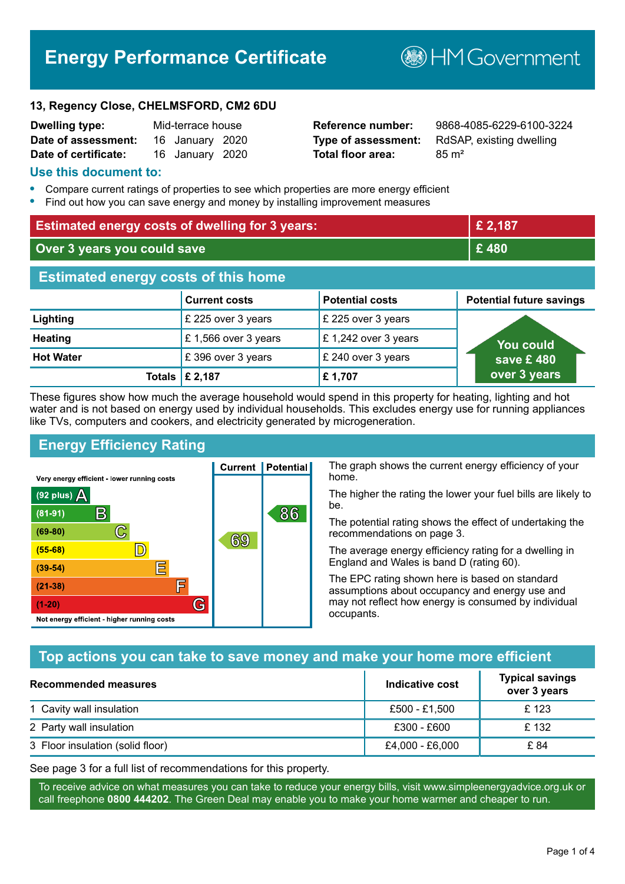# Energy Performance Certificate

HM Government

**13, Regency Close, CHELMSFORD, CM2 6DU**

| | | | |
|---|---|---|---|
| **Dwelling type:** | Mid-terrace house | **Reference number:** | 9868-4085-6229-6100-3224 |
| **Date of assessment:** | 16 January 2020 | **Type of assessment:** | RdSAP, existing dwelling |
| **Date of certificate:** | 16 January 2020 | **Total floor area:** | 85 m² |

## Use this document to:

- Compare current ratings of properties to see which properties are more energy efficient
- Find out how you can save energy and money by installing improvement measures

| | |
|---|---|
| **Estimated energy costs of dwelling for 3 years:** | **£ 2,187** |
| **Over 3 years you could save** | **£ 480** |

## Estimated energy costs of this home

| | Current costs | Potential costs | Potential future savings |
|---|---|---|---|
| **Lighting** | £ 225 over 3 years | £ 225 over 3 years | You could save £ 480 over 3 years |
| **Heating** | £ 1,566 over 3 years | £ 1,242 over 3 years | |
| **Hot Water** | £ 396 over 3 years | £ 240 over 3 years | |
| **Totals** | **£ 2,187** | **£ 1,707** | |

These figures show how much the average household would spend in this property for heating, lighting and hot water and is not based on energy used by individual households. This excludes energy use for running appliances like TVs, computers and cookers, and electricity generated by microgeneration.

## Energy Efficiency Rating

| Rating band | Current | Potential |
|---|---|---|
| Very energy efficient - lower running costs | | |
| (92 plus) A | | |
| (81-91) B | | 86 |
| (69-80) C | 69 | |
| (55-68) D | | |
| (39-54) E | | |
| (21-38) F | | |
| (1-20) G | | |
| Not energy efficient - higher running costs | | |

The graph shows the current energy efficiency of your home.

The higher the rating the lower your fuel bills are likely to be.

The potential rating shows the effect of undertaking the recommendations on page 3.

The average energy efficiency rating for a dwelling in England and Wales is band D (rating 60).

The EPC rating shown here is based on standard assumptions about occupancy and energy use and may not reflect how energy is consumed by individual occupants.

## Top actions you can take to save money and make your home more efficient

| Recommended measures | Indicative cost | Typical savings over 3 years |
|---|---|---|
| 1 Cavity wall insulation | £500 - £1,500 | £ 123 |
| 2 Party wall insulation | £300 - £600 | £ 132 |
| 3 Floor insulation (solid floor) | £4,000 - £6,000 | £ 84 |

See page 3 for a full list of recommendations for this property.

To receive advice on what measures you can take to reduce your energy bills, visit www.simpleenergyadvice.org.uk or call freephone **0800 444202**. The Green Deal may enable you to make your home warmer and cheaper to run.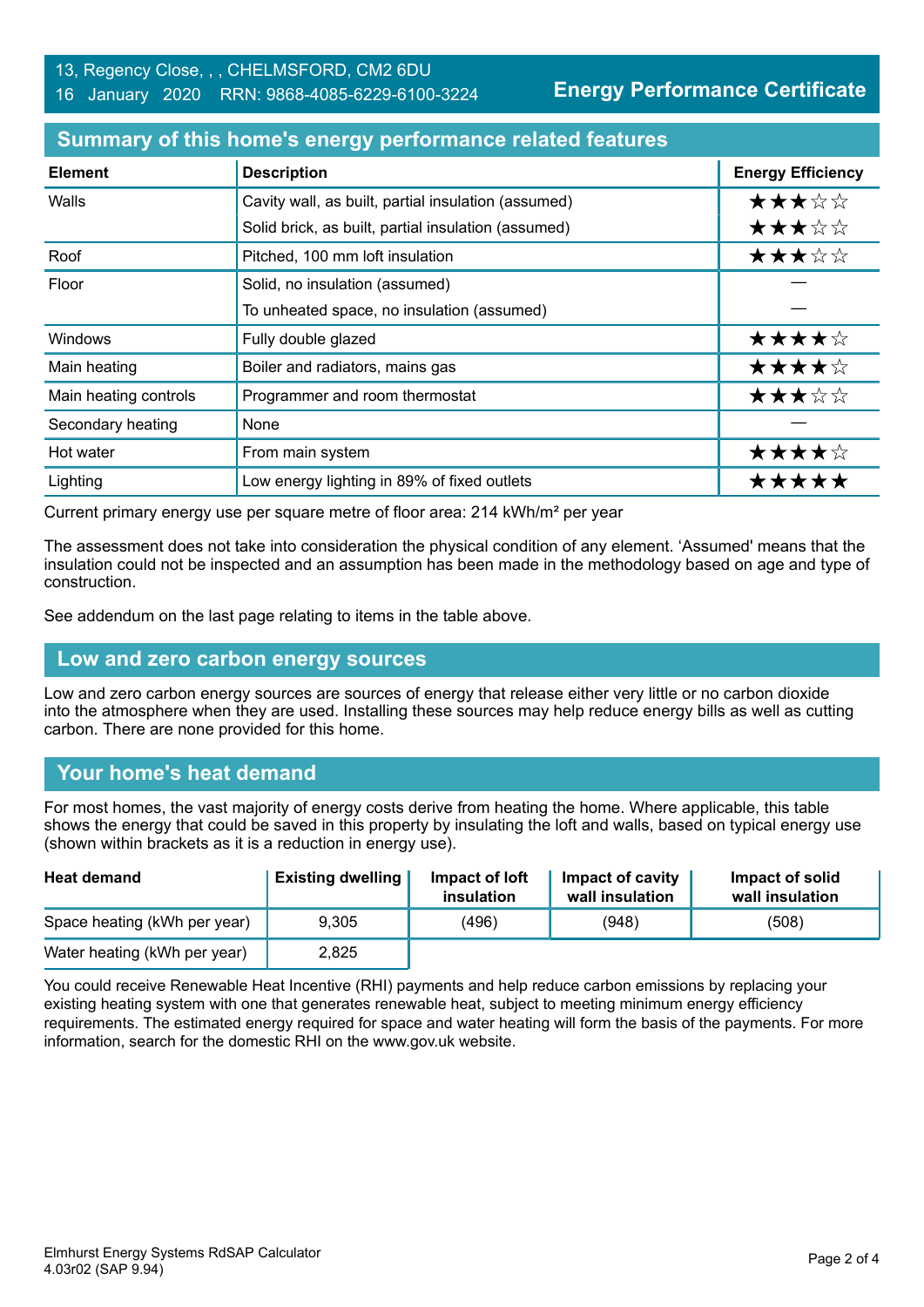13, Regency Close, , , CHELMSFORD, CM2 6DU
16 January 2020 RRN: 9868-4085-6229-6100-3224

**Energy Performance Certificate**

## Summary of this home's energy performance related features

| Element | Description | Energy Efficiency |
|---|---|---|
| Walls | Cavity wall, as built, partial insulation (assumed) | ★★★☆☆ |
| | Solid brick, as built, partial insulation (assumed) | ★★★☆☆ |
| Roof | Pitched, 100 mm loft insulation | ★★★☆☆ |
| Floor | Solid, no insulation (assumed) | — |
| | To unheated space, no insulation (assumed) | — |
| Windows | Fully double glazed | ★★★★☆ |
| Main heating | Boiler and radiators, mains gas | ★★★★☆ |
| Main heating controls | Programmer and room thermostat | ★★★☆☆ |
| Secondary heating | None | — |
| Hot water | From main system | ★★★★☆ |
| Lighting | Low energy lighting in 89% of fixed outlets | ★★★★★ |

Current primary energy use per square metre of floor area: 214 kWh/m² per year

The assessment does not take into consideration the physical condition of any element. 'Assumed' means that the insulation could not be inspected and an assumption has been made in the methodology based on age and type of construction.

See addendum on the last page relating to items in the table above.

## Low and zero carbon energy sources

Low and zero carbon energy sources are sources of energy that release either very little or no carbon dioxide into the atmosphere when they are used. Installing these sources may help reduce energy bills as well as cutting carbon. There are none provided for this home.

## Your home's heat demand

For most homes, the vast majority of energy costs derive from heating the home. Where applicable, this table shows the energy that could be saved in this property by insulating the loft and walls, based on typical energy use (shown within brackets as it is a reduction in energy use).

| Heat demand | Existing dwelling | Impact of loft insulation | Impact of cavity wall insulation | Impact of solid wall insulation |
|---|---|---|---|---|
| Space heating (kWh per year) | 9,305 | (496) | (948) | (508) |
| Water heating (kWh per year) | 2,825 | | | |

You could receive Renewable Heat Incentive (RHI) payments and help reduce carbon emissions by replacing your existing heating system with one that generates renewable heat, subject to meeting minimum energy efficiency requirements. The estimated energy required for space and water heating will form the basis of the payments. For more information, search for the domestic RHI on the www.gov.uk website.

Elmhurst Energy Systems RdSAP Calculator
4.03r02 (SAP 9.94)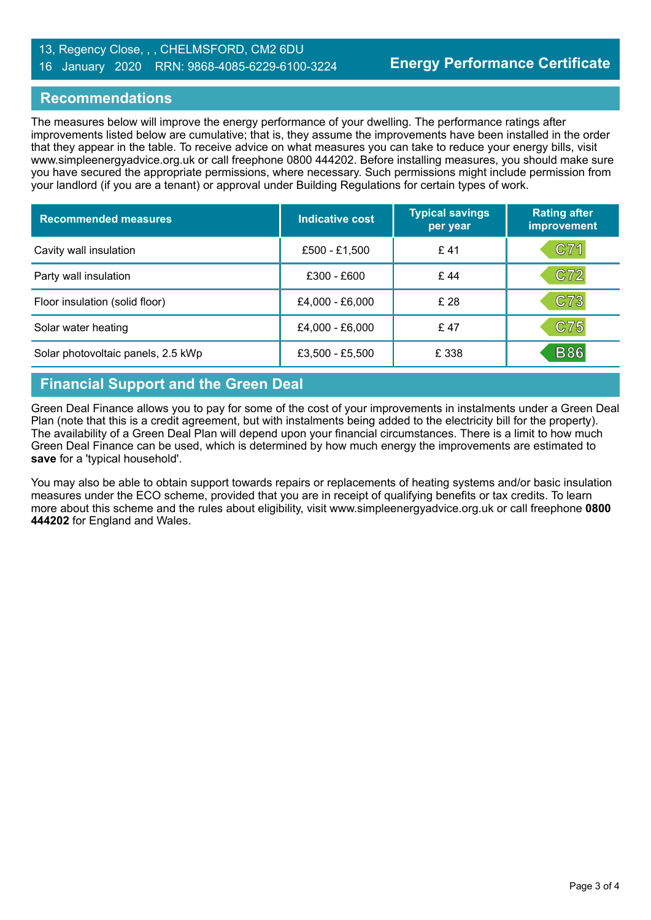13, Regency Close, , , CHELMSFORD, CM2 6DU
16 January 2020 RRN: 9868-4085-6229-6100-3224

**Energy Performance Certificate**

## Recommendations

The measures below will improve the energy performance of your dwelling. The performance ratings after improvements listed below are cumulative; that is, they assume the improvements have been installed in the order that they appear in the table. To receive advice on what measures you can take to reduce your energy bills, visit www.simpleenergyadvice.org.uk or call freephone 0800 444202. Before installing measures, you should make sure you have secured the appropriate permissions, where necessary. Such permissions might include permission from your landlord (if you are a tenant) or approval under Building Regulations for certain types of work.

| Recommended measures | Indicative cost | Typical savings per year | Rating after improvement |
|---|---|---|---|
| Cavity wall insulation | £500 - £1,500 | £ 41 | C71 |
| Party wall insulation | £300 - £600 | £ 44 | C72 |
| Floor insulation (solid floor) | £4,000 - £6,000 | £ 28 | C73 |
| Solar water heating | £4,000 - £6,000 | £ 47 | C75 |
| Solar photovoltaic panels, 2.5 kWp | £3,500 - £5,500 | £ 338 | B86 |

## Financial Support and the Green Deal

Green Deal Finance allows you to pay for some of the cost of your improvements in instalments under a Green Deal Plan (note that this is a credit agreement, but with instalments being added to the electricity bill for the property). The availability of a Green Deal Plan will depend upon your financial circumstances. There is a limit to how much Green Deal Finance can be used, which is determined by how much energy the improvements are estimated to **save** for a 'typical household'.

You may also be able to obtain support towards repairs or replacements of heating systems and/or basic insulation measures under the ECO scheme, provided that you are in receipt of qualifying benefits or tax credits. To learn more about this scheme and the rules about eligibility, visit www.simpleenergyadvice.org.uk or call freephone **0800 444202** for England and Wales.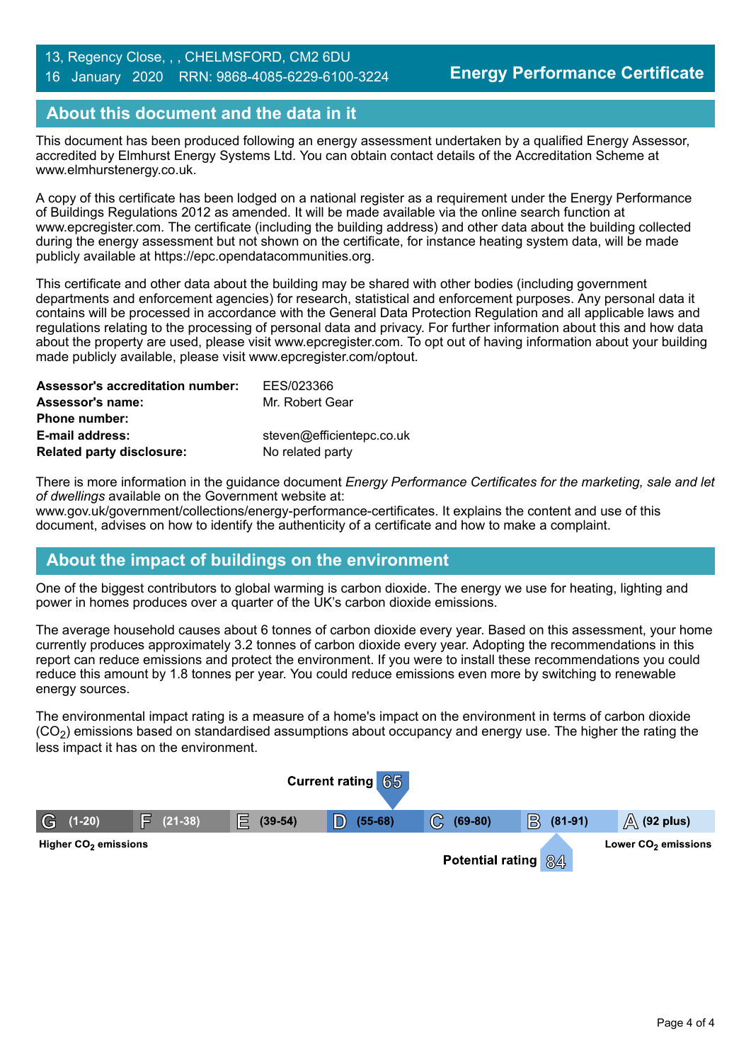13, Regency Close, , , CHELMSFORD, CM2 6DU
16 January 2020 RRN: 9868-4085-6229-6100-3224

**Energy Performance Certificate**

## About this document and the data in it

This document has been produced following an energy assessment undertaken by a qualified Energy Assessor, accredited by Elmhurst Energy Systems Ltd. You can obtain contact details of the Accreditation Scheme at www.elmhurstenergy.co.uk.

A copy of this certificate has been lodged on a national register as a requirement under the Energy Performance of Buildings Regulations 2012 as amended. It will be made available via the online search function at www.epcregister.com. The certificate (including the building address) and other data about the building collected during the energy assessment but not shown on the certificate, for instance heating system data, will be made publicly available at https://epc.opendatacommunities.org.

This certificate and other data about the building may be shared with other bodies (including government departments and enforcement agencies) for research, statistical and enforcement purposes. Any personal data it contains will be processed in accordance with the General Data Protection Regulation and all applicable laws and regulations relating to the processing of personal data and privacy. For further information about this and how data about the property are used, please visit www.epcregister.com. To opt out of having information about your building made publicly available, please visit www.epcregister.com/optout.

| | |
|---|---|
| **Assessor's accreditation number:** | EES/023366 |
| **Assessor's name:** | Mr. Robert Gear |
| **Phone number:** | |
| **E-mail address:** | steven@efficientepc.co.uk |
| **Related party disclosure:** | No related party |

There is more information in the guidance document *Energy Performance Certificates for the marketing, sale and let of dwellings* available on the Government website at: www.gov.uk/government/collections/energy-performance-certificates. It explains the content and use of this document, advises on how to identify the authenticity of a certificate and how to make a complaint.

## About the impact of buildings on the environment

One of the biggest contributors to global warming is carbon dioxide. The energy we use for heating, lighting and power in homes produces over a quarter of the UK's carbon dioxide emissions.

The average household causes about 6 tonnes of carbon dioxide every year. Based on this assessment, your home currently produces approximately 3.2 tonnes of carbon dioxide every year. Adopting the recommendations in this report can reduce emissions and protect the environment. If you were to install these recommendations you could reduce this amount by 1.8 tonnes per year. You could reduce emissions even more by switching to renewable energy sources.

The environmental impact rating is a measure of a home's impact on the environment in terms of carbon dioxide ($CO_2$) emissions based on standardised assumptions about occupancy and energy use. The higher the rating the less impact it has on the environment.

Current rating 65

G (1-20)
F (21-38)
E (39-54)
D (55-68)
C (69-80)
B (81-91)
A (92 plus)

Higher $CO_2$ emissions

Lower $CO_2$ emissions

Potential rating 84